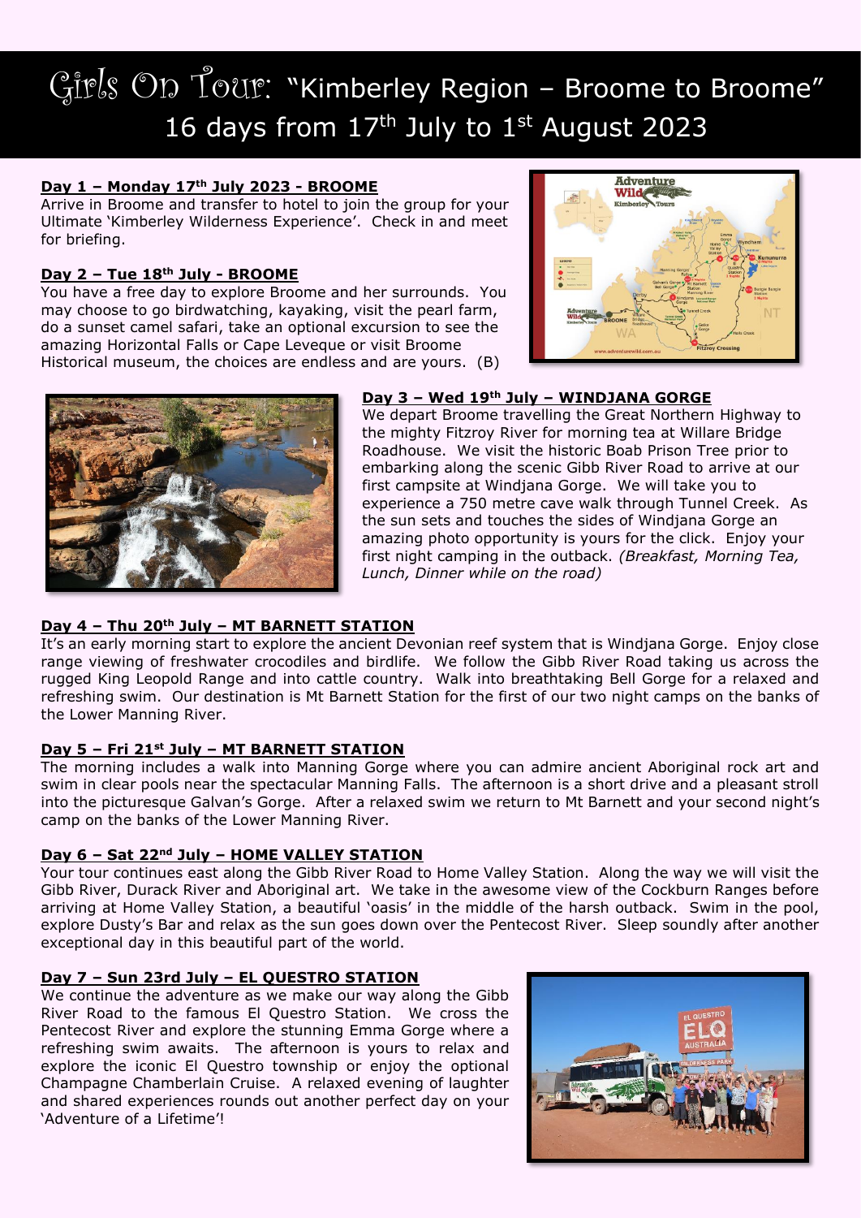# Girls On Tour: "Kimberley Region – Broome to Broome"

## 16 days from 17th July to 1st August 2023

**Day 1 – Monday 17th July 2023 - BROOME**

Arrive in Broome and transfer to hotel to join the group for your Ultimate 'Kimberley Wilderness Experience'. Check in and meet for briefing.

**Day 2 – Tue 18th July - BROOME**

You have a free day to explore Broome and her surrounds. You may choose to go birdwatching, kayaking, visit the pearl farm, do a sunset camel safari, take an optional excursion to see the amazing Horizontal Falls or Cape Leveque or visit Broome Historical museum, the choices are endless and are yours. (B)

**Day 3 – Wed 19th July – WINDJANA GORGE**

We depart Broome travelling the Great Northern Highway to the mighty Fitzroy River for morning tea at Willare Bridge Roadhouse. We visit the historic Boab Prison Tree prior to embarking along the scenic Gibb River Road to arrive at our first campsite at Windjana Gorge. We will take you to experience a 750 metre cave walk through Tunnel Creek. As the sun sets and touches the sides of Windjana Gorge an amazing photo opportunity is yours for the click. Enjoy your first night camping in the outback. *(Breakfast, Morning Tea, Lunch, Dinner while on the road)*

**Day 4 – Thu 20th July – MT BARNETT STATION**

It's an early morning start to explore the ancient Devonian reef system that is Windjana Gorge. Enjoy close range viewing of freshwater crocodiles and birdlife. We follow the Gibb River Road taking us across the rugged King Leopold Range and into cattle country. Walk into breathtaking Bell Gorge for a relaxed and refreshing swim. Our destination is Mt Barnett Station for the first of our two night camps on the banks of the Lower Manning River.

**Day 5 – Fri 21st July – MT BARNETT STATION**

The morning includes a walk into Manning Gorge where you can admire ancient Aboriginal rock art and swim in clear pools near the spectacular Manning Falls. The afternoon is a short drive and a pleasant stroll into the picturesque Galvan's Gorge. After a relaxed swim we return to Mt Barnett and your second night's camp on the banks of the Lower Manning River.

**Day 6 – Sat 22nd July – HOME VALLEY STATION**

Your tour continues east along the Gibb River Road to Home Valley Station. Along the way we will visit the Gibb River, Durack River and Aboriginal art. We take in the awesome view of the Cockburn Ranges before arriving at Home Valley Station, a beautiful 'oasis' in the middle of the harsh outback. Swim in the pool, explore Dusty's Bar and relax as the sun goes down over the Pentecost River. Sleep soundly after another exceptional day in this beautiful part of the world.

**Day 7 – Sun 23rd July – EL QUESTRO STATION**

We continue the adventure as we make our way along the Gibb River Road to the famous El Questro Station. We cross the Pentecost River and explore the stunning Emma Gorge where a refreshing swim awaits. The afternoon is yours to relax and explore the iconic El Questro township or enjoy the optional Champagne Chamberlain Cruise. A relaxed evening of laughter and shared experiences rounds out another perfect day on your 'Adventure of a Lifetime'!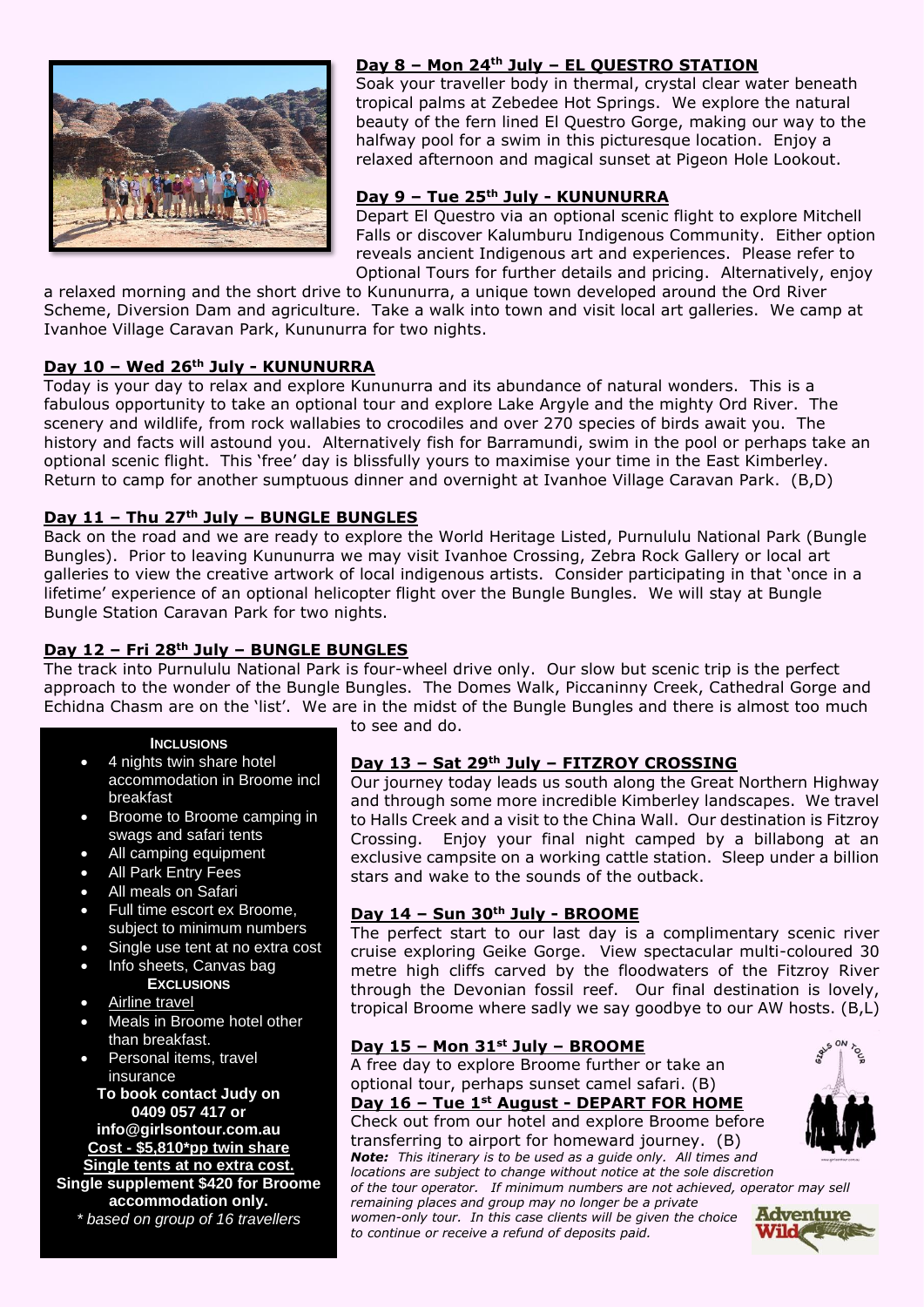## Day 8 – Mon 24th July – EL QUESTRO STATION

Soak your traveller body in thermal, crystal clear water beneath tropical palms at Zebedee Hot Springs. We explore the natural beauty of the fern lined El Questro Gorge, making our way to the halfway pool for a swim in this picturesque location. Enjoy a relaxed afternoon and magical sunset at Pigeon Hole Lookout.

## Day 9 – Tue 25th July - KUNUNURRA

Depart El Questro via an optional scenic flight to explore Mitchell Falls or discover Kalumburu Indigenous Community. Either option reveals ancient Indigenous art and experiences. Please refer to Optional Tours for further details and pricing. Alternatively, enjoy a relaxed morning and the short drive to Kununurra, a unique town developed around the Ord River Scheme, Diversion Dam and agriculture. Take a walk into town and visit local art galleries. We camp at Ivanhoe Village Caravan Park, Kununurra for two nights.

## Day 10 – Wed 26th July - KUNUNURRA

Today is your day to relax and explore Kununurra and its abundance of natural wonders. This is a fabulous opportunity to take an optional tour and explore Lake Argyle and the mighty Ord River. The scenery and wildlife, from rock wallabies to crocodiles and over 270 species of birds await you. The history and facts will astound you. Alternatively fish for Barramundi, swim in the pool or perhaps take an optional scenic flight. This 'free' day is blissfully yours to maximise your time in the East Kimberley. Return to camp for another sumptuous dinner and overnight at Ivanhoe Village Caravan Park. (B,D)

## Day 11 – Thu 27th July – BUNGLE BUNGLES

Back on the road and we are ready to explore the World Heritage Listed, Purnululu National Park (Bungle Bungles). Prior to leaving Kununurra we may visit Ivanhoe Crossing, Zebra Rock Gallery or local art galleries to view the creative artwork of local indigenous artists. Consider participating in that 'once in a lifetime' experience of an optional helicopter flight over the Bungle Bungles. We will stay at Bungle Bungle Station Caravan Park for two nights.

## Day 12 – Fri 28th July – BUNGLE BUNGLES

The track into Purnululu National Park is four-wheel drive only. Our slow but scenic trip is the perfect approach to the wonder of the Bungle Bungles. The Domes Walk, Piccaninny Creek, Cathedral Gorge and Echidna Chasm are on the 'list'. We are in the midst of the Bungle Bungles and there is almost too much to see and do.

## Day 13 – Sat 29th July – FITZROY CROSSING

Our journey today leads us south along the Great Northern Highway and through some more incredible Kimberley landscapes. We travel to Halls Creek and a visit to the China Wall. Our destination is Fitzroy Crossing. Enjoy your final night camped by a billabong at an exclusive campsite on a working cattle station. Sleep under a billion stars and wake to the sounds of the outback.

## Day 14 – Sun 30th July - BROOME

The perfect start to our last day is a complimentary scenic river cruise exploring Geike Gorge. View spectacular multi-coloured 30 metre high cliffs carved by the floodwaters of the Fitzroy River through the Devonian fossil reef. Our final destination is lovely, tropical Broome where sadly we say goodbye to our AW hosts. (B,L)

## Day 15 – Mon 31st July – BROOME

A free day to explore Broome further or take an optional tour, perhaps sunset camel safari. (B)

## Day 16 – Tue 1st August - DEPART FOR HOME

Check out from our hotel and explore Broome before transferring to airport for homeward journey. (B)

***Note:*** *This itinerary is to be used as a guide only. All times and locations are subject to change without notice at the sole discretion of the tour operator. If minimum numbers are not achieved, operator may sell remaining places and group may no longer be a private women-only tour. In this case clients will be given the choice to continue or receive a refund of deposits paid.*

### INCLUSIONS

- 4 nights twin share hotel accommodation in Broome incl breakfast
- Broome to Broome camping in swags and safari tents
- All camping equipment
- All Park Entry Fees
- All meals on Safari
- Full time escort ex Broome, subject to minimum numbers
- Single use tent at no extra cost
- Info sheets, Canvas bag

### EXCLUSIONS

- Airline travel
- Meals in Broome hotel other than breakfast.
- Personal items, travel insurance

**To book contact Judy on 0409 057 417 or info@girlsontour.com.au**

**Cost - $5,810*pp twin share**

**Single tents at no extra cost.**

**Single supplement $420 for Broome accommodation only.**

*\* based on group of 16 travellers*